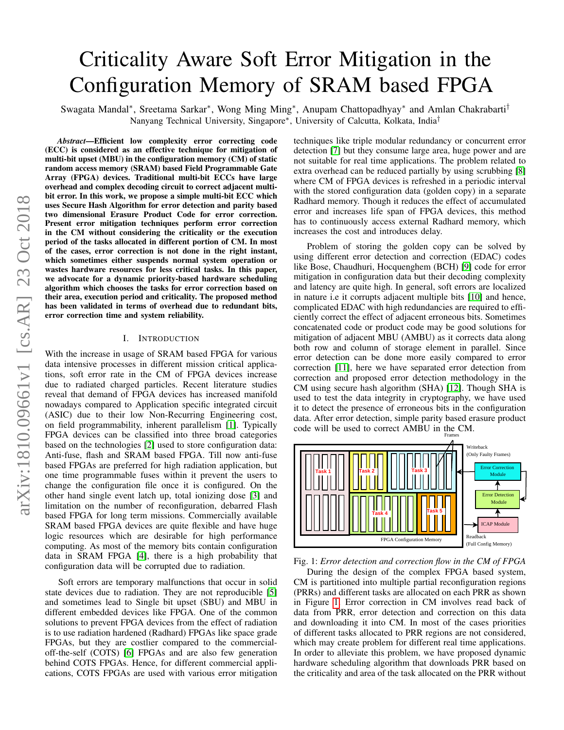# Criticality Aware Soft Error Mitigation in the Configuration Memory of SRAM based FPGA

Swagata Mandal*, Sreetama Sarkar*, Wong Ming Ming*, Anupam Chattopadhyay* and Amlan Chakrabarti†
Nanyang Technical University, Singapore*, University of Calcutta, Kolkata, India†

***Abstract*—Efficient low complexity error correcting code (ECC) is considered as an effective technique for mitigation of multi-bit upset (MBU) in the configuration memory (CM) of static random access memory (SRAM) based Field Programmable Gate Array (FPGA) devices. Traditional multi-bit ECCs have large overhead and complex decoding circuit to correct adjacent multi-bit error. In this work, we propose a simple multi-bit ECC which uses Secure Hash Algorithm for error detection and parity based two dimensional Erasure Product Code for error correction. Present error mitigation techniques perform error correction in the CM without considering the criticality or the execution period of the tasks allocated in different portion of CM. In most of the cases, error correction is not done in the right instant, which sometimes either suspends normal system operation or wastes hardware resources for less critical tasks. In this paper, we advocate for a dynamic priority-based hardware scheduling algorithm which chooses the tasks for error correction based on their area, execution period and criticality. The proposed method has been validated in terms of overhead due to redundant bits, error correction time and system reliability.**

## I. Introduction

With the increase in usage of SRAM based FPGA for various data intensive processes in different mission critical applications, soft error rate in the CM of FPGA devices increase due to radiated charged particles. Recent literature studies reveal that demand of FPGA devices has increased manifold nowadays compared to Application specific integrated circuit (ASIC) due to their low Non-Recurring Engineering cost, on field programmability, inherent parallelism [1]. Typically FPGA devices can be classified into three broad categories based on the technologies [2] used to store configuration data: Anti-fuse, flash and SRAM based FPGA. Till now anti-fuse based FPGAs are preferred for high radiation application, but one time programmable fuses within it prevent the users to change the configuration file once it is configured. On the other hand single event latch up, total ionizing dose [3] and limitation on the number of reconfiguration, debarred Flash based FPGA for long term missions. Commercially available SRAM based FPGA devices are quite flexible and have huge logic resources which are desirable for high performance computing. As most of the memory bits contain configuration data in SRAM FPGA [4], there is a high probability that configuration data will be corrupted due to radiation.

Soft errors are temporary malfunctions that occur in solid state devices due to radiation. They are not reproducible [5] and sometimes lead to Single bit upset (SBU) and MBU in different embedded devices like FPGA. One of the common solutions to prevent FPGA devices from the effect of radiation is to use radiation hardened (Radhard) FPGAs like space grade FPGAs, but they are costlier compared to the commercial-off-the-self (COTS) [6] FPGAs and are also few generation behind COTS FPGAs. Hence, for different commercial applications, COTS FPGAs are used with various error mitigation techniques like triple modular redundancy or concurrent error detection [7] but they consume large area, huge power and are not suitable for real time applications. The problem related to extra overhead can be reduced partially by using scrubbing [8] where CM of FPGA devices is refreshed in a periodic interval with the stored configuration data (golden copy) in a separate Radhard memory. Though it reduces the effect of accumulated error and increases life span of FPGA devices, this method has to continuously access external Radhard memory, which increases the cost and introduces delay.

Problem of storing the golden copy can be solved by using different error detection and correction (EDAC) codes like Bose, Chaudhuri, Hocquenghem (BCH) [9] code for error mitigation in configuration data but their decoding complexity and latency are quite high. In general, soft errors are localized in nature i.e it corrupts adjacent multiple bits [10] and hence, complicated EDAC with high redundancies are required to efficiently correct the effect of adjacent erroneous bits. Sometimes concatenated code or product code may be good solutions for mitigation of adjacent MBU (AMBU) as it corrects data along both row and column of storage element in parallel. Since error detection can be done more easily compared to error correction [11], here we have separated error detection from correction and proposed error detection methodology in the CM using secure hash algorithm (SHA) [12]. Though SHA is used to test the data integrity in cryptography, we have used it to detect the presence of erroneous bits in the configuration data. After error detection, simple parity based erasure product code will be used to correct AMBU in the CM.

Fig. 1: *Error detection and correction flow in the CM of FPGA*

During the design of the complex FPGA based system, CM is partitioned into multiple partial reconfiguration regions (PRRs) and different tasks are allocated on each PRR as shown in Figure 1. Error correction in CM involves read back of data from PRR, error detection and correction on this data and downloading it into CM. In most of the cases priorities of different tasks allocated to PRR regions are not considered, which may create problem for different real time applications. In order to alleviate this problem, we have proposed dynamic hardware scheduling algorithm that downloads PRR based on the criticality and area of the task allocated on the PRR without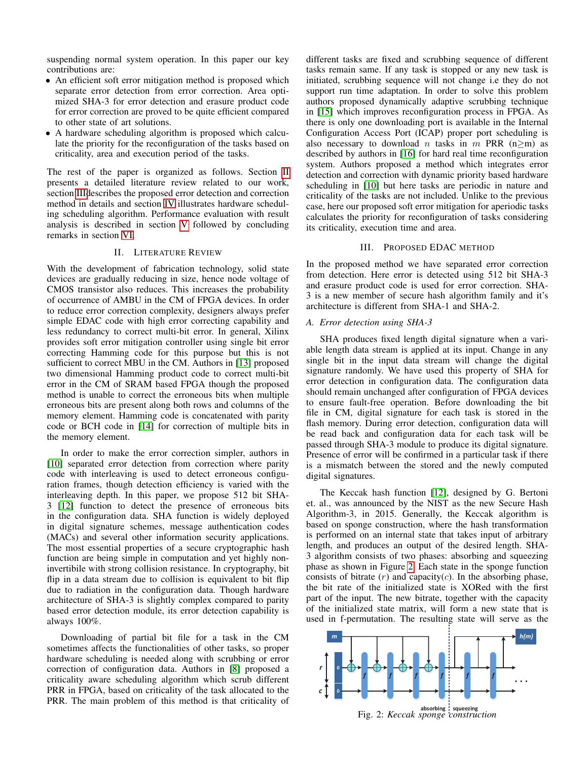suspending normal system operation. In this paper our key contributions are:

- An efficient soft error mitigation method is proposed which separate error detection from error correction. Area optimized SHA-3 for error detection and erasure product code for error correction are proved to be quite efficient compared to other state of art solutions.
- A hardware scheduling algorithm is proposed which calculate the priority for the reconfiguration of the tasks based on criticality, area and execution period of the tasks.

The rest of the paper is organized as follows. Section II presents a detailed literature review related to our work, section III describes the proposed error detection and correction method in details and section IV illustrates hardware scheduling scheduling algorithm. Performance evaluation with result analysis is described in section V followed by concluding remarks in section VI.

## II. Literature Review

With the development of fabrication technology, solid state devices are gradually reducing in size, hence node voltage of CMOS transistor also reduces. This increases the probability of occurrence of AMBU in the CM of FPGA devices. In order to reduce error correction complexity, designers always prefer simple EDAC code with high error correcting capability and less redundancy to correct multi-bit error. In general, Xilinx provides soft error mitigation controller using single bit error correcting Hamming code for this purpose but this is not sufficient to correct MBU in the CM. Authors in [13] proposed two dimensional Hamming product code to correct multi-bit error in the CM of SRAM based FPGA though the proposed method is unable to correct the erroneous bits when multiple erroneous bits are present along both rows and columns of the memory element. Hamming code is concatenated with parity code or BCH code in [14] for correction of multiple bits in the memory element.

In order to make the error correction simpler, authors in [10] separated error detection from correction where parity code with interleaving is used to detect erroneous configuration frames, though detection efficiency is varied with the interleaving depth. In this paper, we propose 512 bit SHA-3 [12] function to detect the presence of erroneous bits in the configuration data. SHA function is widely deployed in digital signature schemes, message authentication codes (MACs) and several other information security applications. The most essential properties of a secure cryptographic hash function are being simple in computation and yet highly non-invertibile with strong collision resistance. In cryptography, bit flip in a data stream due to collision is equivalent to bit flip due to radiation in the configuration data. Though hardware architecture of SHA-3 is slightly complex compared to parity based error detection module, its error detection capability is always 100%.

Downloading of partial bit file for a task in the CM sometimes affects the functionalities of other tasks, so proper hardware scheduling is needed along with scrubbing or error correction of configuration data. Authors in [8] proposed a criticality aware scheduling algorithm which scrub different PRR in FPGA, based on criticality of the task allocated to the PRR. The main problem of this method is that criticality of different tasks are fixed and scrubbing sequence of different tasks remain same. If any task is stopped or any new task is initiated, scrubbing sequence will not change i.e they do not support run time adaptation. In order to solve this problem authors proposed dynamically adaptive scrubbing technique in [15] which improves reconfiguration process in FPGA. As there is only one downloading port is available in the Internal Configuration Access Port (ICAP) proper port scheduling is also necessary to download $n$ tasks in $m$ PRR (n≥m) as described by authors in [16] for hard real time reconfiguration system. Authors proposed a method which integrates error detection and correction with dynamic priority based hardware scheduling in [10] but here tasks are periodic in nature and criticality of the tasks are not included. Unlike to the previous case, here our proposed soft error mitigation for aperiodic tasks calculates the priority for reconfiguration of tasks considering its criticality, execution time and area.

## III. Proposed EDAC method

In the proposed method we have separated error correction from detection. Here error is detected using 512 bit SHA-3 and erasure product code is used for error correction. SHA-3 is a new member of secure hash algorithm family and it's architecture is different from SHA-1 and SHA-2.

### A. Error detection using SHA-3

SHA produces fixed length digital signature when a variable length data stream is applied at its input. Change in any single bit in the input data stream will change the digital signature randomly. We have used this property of SHA for error detection in configuration data. The configuration data should remain unchanged after configuration of FPGA devices to ensure fault-free operation. Before downloading the bit file in CM, digital signature for each task is stored in the flash memory. During error detection, configuration data will be read back and configuration data for each task will be passed through SHA-3 module to produce its digital signature. Presence of error will be confirmed in a particular task if there is a mismatch between the stored and the newly computed digital signatures.

The Keccak hash function [12], designed by G. Bertoni et. al., was announced by the NIST as the new Secure Hash Algorithm-3, in 2015. Generally, the Keccak algorithm is based on sponge construction, where the hash transformation is performed on an internal state that takes input of arbitrary length, and produces an output of the desired length. SHA-3 algorithm consists of two phases: absorbing and squeezing phase as shown in Figure 2. Each state in the sponge function consists of bitrate $(r)$ and capacity$(c)$. In the absorbing phase, the bit rate of the initialized state is XORed with the first part of the input. The new bitrate, together with the capacity of the initialized state matrix, will form a new state that is used in f-permutation. The resulting state will serve as the

Fig. 2: *Keccak sponge construction*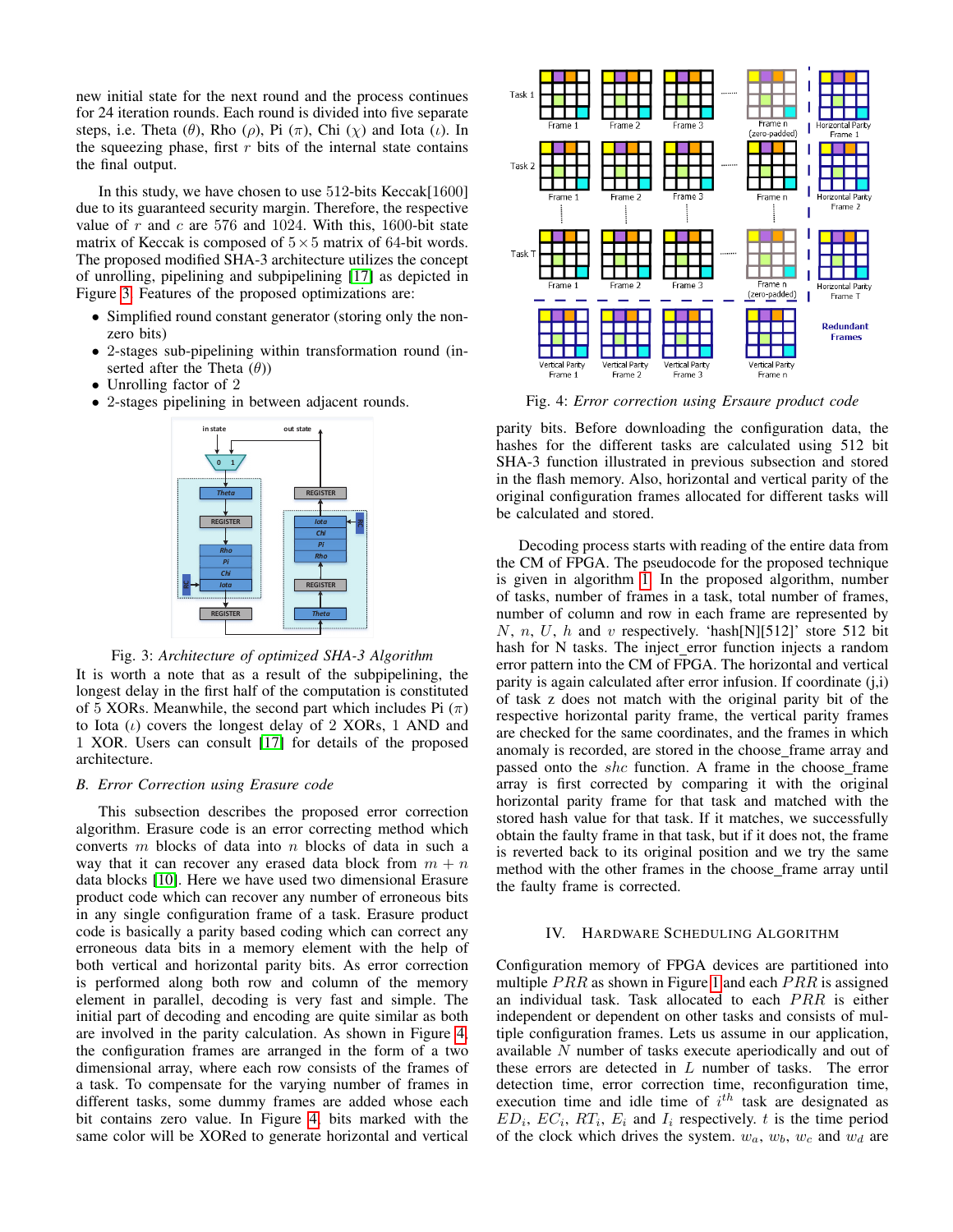new initial state for the next round and the process continues for 24 iteration rounds. Each round is divided into five separate steps, i.e. Theta ($\theta$), Rho ($\rho$), Pi ($\pi$), Chi ($\chi$) and Iota ($\iota$). In the squeezing phase, first $r$ bits of the internal state contains the final output.

In this study, we have chosen to use 512-bits Keccak[1600] due to its guaranteed security margin. Therefore, the respective value of $r$ and $c$ are 576 and 1024. With this, 1600-bit state matrix of Keccak is composed of $5 \times 5$ matrix of 64-bit words. The proposed modified SHA-3 architecture utilizes the concept of unrolling, pipelining and subpipelining [17] as depicted in Figure 3. Features of the proposed optimizations are:

- Simplified round constant generator (storing only the non-zero bits)
- 2-stages sub-pipelining within transformation round (inserted after the Theta ($\theta$))
- Unrolling factor of 2
- 2-stages pipelining in between adjacent rounds.

Fig. 3: *Architecture of optimized SHA-3 Algorithm*

It is worth a note that as a result of the subpipelining, the longest delay in the first half of the computation is constituted of 5 XORs. Meanwhile, the second part which includes Pi ($\pi$) to Iota ($\iota$) covers the longest delay of 2 XORs, 1 AND and 1 XOR. Users can consult [17] for details of the proposed architecture.

### B. Error Correction using Erasure code

This subsection describes the proposed error correction algorithm. Erasure code is an error correcting method which converts $m$ blocks of data into $n$ blocks of data in such a way that it can recover any erased data block from $m + n$ data blocks [10]. Here we have used two dimensional Erasure product code which can recover any number of erroneous bits in any single configuration frame of a task. Erasure product code is basically a parity based coding which can correct any erroneous data bits in a memory element with the help of both vertical and horizontal parity bits. As error correction is performed along both row and column of the memory element in parallel, decoding is very fast and simple. The initial part of decoding and encoding are quite similar as both are involved in the parity calculation. As shown in Figure 4, the configuration frames are arranged in the form of a two dimensional array, where each row consists of the frames of a task. To compensate for the varying number of frames in different tasks, some dummy frames are added whose each bit contains zero value. In Figure 4, bits marked with the same color will be XORed to generate horizontal and vertical parity bits. Before downloading the configuration data, the hashes for the different tasks are calculated using 512 bit SHA-3 function illustrated in previous subsection and stored in the flash memory. Also, horizontal and vertical parity of the original configuration frames allocated for different tasks will be calculated and stored.

Fig. 4: *Error correction using Ersaure product code*

Decoding process starts with reading of the entire data from the CM of FPGA. The pseudocode for the proposed technique is given in algorithm 1. In the proposed algorithm, number of tasks, number of frames in a task, total number of frames, number of column and row in each frame are represented by $N$, $n$, $U$, $h$ and $v$ respectively. 'hash[N][512]' store 512 bit hash for N tasks. The inject_error function injects a random error pattern into the CM of FPGA. The horizontal and vertical parity is again calculated after error infusion. If coordinate (j,i) of task z does not match with the original parity bit of the respective horizontal parity frame, the vertical parity frames are checked for the same coordinates, and the frames in which anomaly is recorded, are stored in the choose_frame array and passed onto the $shc$ function. A frame in the choose_frame array is first corrected by comparing it with the original horizontal parity frame for that task and matched with the stored hash value for that task. If it matches, we successfully obtain the faulty frame in that task, but if it does not, the frame is reverted back to its original position and we try the same method with the other frames in the choose_frame array until the faulty frame is corrected.

## IV. Hardware Scheduling Algorithm

Configuration memory of FPGA devices are partitioned into multiple $PRR$ as shown in Figure 1 and each $PRR$ is assigned an individual task. Task allocated to each $PRR$ is either independent or dependent on other tasks and consists of multiple configuration frames. Lets us assume in our application, available $N$ number of tasks execute aperiodically and out of these errors are detected in $L$ number of tasks. The error detection time, error correction time, reconfiguration time, execution time and idle time of $i^{th}$ task are designated as $ED_i$, $EC_i$, $RT_i$, $E_i$ and $I_i$ respectively. $t$ is the time period of the clock which drives the system. $w_a$, $w_b$, $w_c$ and $w_d$ are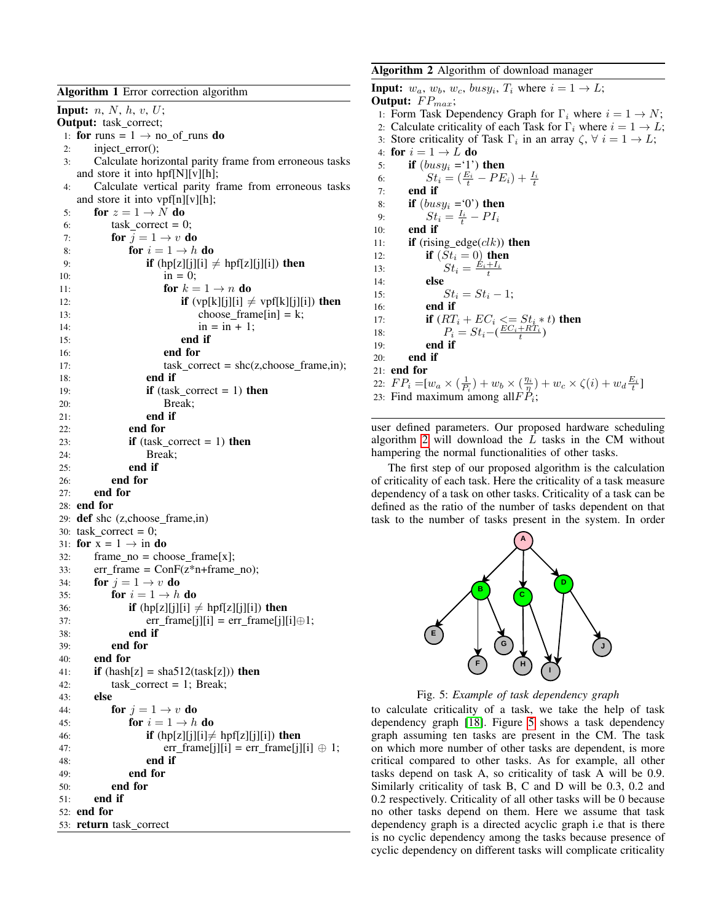**Algorithm 1** Error correction algorithm

```
Input: n, N, h, v, U;
Output: task_correct;
1: for runs = 1 → no_of_runs do
2:     inject_error();
3:     Calculate horizontal parity frame from erroneous tasks
       and store it into hpf[N][v][h];
4:     Calculate vertical parity frame from erroneous tasks
       and store it into vpf[n][v][h];
5:     for z = 1 → N do
6:         task_correct = 0;
7:         for j = 1 → v do
8:             for i = 1 → h do
9:                 if (hp[z][j][i] ≠ hpf[z][j][i]) then
10:                    in = 0;
11:                    for k = 1 → n do
12:                        if (vp[k][j][i] ≠ vpf[k][j][i]) then
13:                            choose_frame[in] = k;
14:                            in = in + 1;
15:                        end if
16:                    end for
17:                    task_correct = shc(z,choose_frame,in);
18:                end if
19:                if (task_correct = 1) then
20:                    Break;
21:                end if
22:            end for
23:            if (task_correct = 1) then
24:                Break;
25:            end if
26:        end for
27:    end for
28: end for
29: def shc (z,choose_frame,in)
30: task_correct = 0;
31: for x = 1 → in do
32:     frame_no = choose_frame[x];
33:     err_frame = ConF(z*n+frame_no);
34:     for j = 1 → v do
35:         for i = 1 → h do
36:             if (hp[z][j][i] ≠ hpf[z][j][i]) then
37:                 err_frame[j][i] = err_frame[j][i]⊕1;
38:             end if
39:         end for
40:     end for
41:     if (hash[z] = sha512(task[z])) then
42:         task_correct = 1; Break;
43:     else
44:         for j = 1 → v do
45:             for i = 1 → h do
46:                 if (hp[z][j][i]≠ hpf[z][j][i]) then
47:                     err_frame[j][i] = err_frame[j][i] ⊕ 1;
48:                 end if
49:             end for
50:         end for
51:     end if
52: end for
53: return task_correct
```

**Algorithm 2** Algorithm of download manager

**Input:** $w_a$, $w_b$, $w_c$, $busy_i$, $T_i$ where $i = 1 \rightarrow L$;
**Output:** $FP_{max}$;

1: Form Task Dependency Graph for $\Gamma_i$ where $i = 1 \rightarrow N$;
2: Calculate criticality of each Task for $\Gamma_i$ where $i = 1 \rightarrow L$;
3: Store criticality of Task $\Gamma_i$ in an array $\zeta$, $\forall\ i = 1 \rightarrow L$;
4: **for** $i = 1 \rightarrow L$ **do**
5: &nbsp;&nbsp;&nbsp;&nbsp;**if** ($busy_i$ ='1') **then**
6: &nbsp;&nbsp;&nbsp;&nbsp;&nbsp;&nbsp;&nbsp;&nbsp;$St_i = (\frac{E_i}{t} - PE_i) + \frac{I_i}{t}$
7: &nbsp;&nbsp;&nbsp;&nbsp;**end if**
8: &nbsp;&nbsp;&nbsp;&nbsp;**if** ($busy_i$ ='0') **then**
9: &nbsp;&nbsp;&nbsp;&nbsp;&nbsp;&nbsp;&nbsp;&nbsp;$St_i = \frac{I_i}{t} - PI_i$
10: &nbsp;&nbsp;&nbsp;&nbsp;**end if**
11: &nbsp;&nbsp;&nbsp;&nbsp;**if** (rising_edge($clk$)) **then**
12: &nbsp;&nbsp;&nbsp;&nbsp;&nbsp;&nbsp;&nbsp;&nbsp;**if** ($St_i = 0$) **then**
13: &nbsp;&nbsp;&nbsp;&nbsp;&nbsp;&nbsp;&nbsp;&nbsp;&nbsp;&nbsp;&nbsp;&nbsp;$St_i = \frac{E_i + I_i}{t}$
14: &nbsp;&nbsp;&nbsp;&nbsp;&nbsp;&nbsp;&nbsp;&nbsp;**else**
15: &nbsp;&nbsp;&nbsp;&nbsp;&nbsp;&nbsp;&nbsp;&nbsp;&nbsp;&nbsp;&nbsp;&nbsp;$St_i = St_i - 1$;
16: &nbsp;&nbsp;&nbsp;&nbsp;&nbsp;&nbsp;&nbsp;&nbsp;**end if**
17: &nbsp;&nbsp;&nbsp;&nbsp;&nbsp;&nbsp;&nbsp;&nbsp;**if** ($RT_i + EC_i <= St_i * t$) **then**
18: &nbsp;&nbsp;&nbsp;&nbsp;&nbsp;&nbsp;&nbsp;&nbsp;&nbsp;&nbsp;&nbsp;&nbsp;$P_i = St_i - (\frac{EC_i + RT_i}{t})$
19: &nbsp;&nbsp;&nbsp;&nbsp;&nbsp;&nbsp;&nbsp;&nbsp;**end if**
20: &nbsp;&nbsp;&nbsp;&nbsp;**end if**
21: **end for**
22: $FP_i = [w_a \times (\frac{1}{P_i}) + w_b \times (\frac{\eta_i}{\eta}) + w_c \times \zeta(i) + w_d \frac{E_i}{t}]$
23: Find maximum among all $FP_i$;

user defined parameters. Our proposed hardware scheduling algorithm 2 will download the $L$ tasks in the CM without hampering the normal functionalities of other tasks.

The first step of our proposed algorithm is the calculation of criticality of each task. Here the criticality of a task measure dependency of a task on other tasks. Criticality of a task can be defined as the ratio of the number of tasks dependent on that task to the number of tasks present in the system. In order

Fig. 5: *Example of task dependency graph*

to calculate criticality of a task, we take the help of task dependency graph [18]. Figure 5 shows a task dependency graph assuming ten tasks are present in the CM. The task on which more number of other tasks are dependent, is more critical compared to other tasks. As for example, all other tasks depend on task A, so criticality of task A will be 0.9. Similarly criticality of task B, C and D will be 0.3, 0.2 and 0.2 respectively. Criticality of all other tasks will be 0 because no other tasks depend on them. Here we assume that task dependency graph is a directed acyclic graph i.e that is there is no cyclic dependency among the tasks because presence of cyclic dependency on different tasks will complicate criticality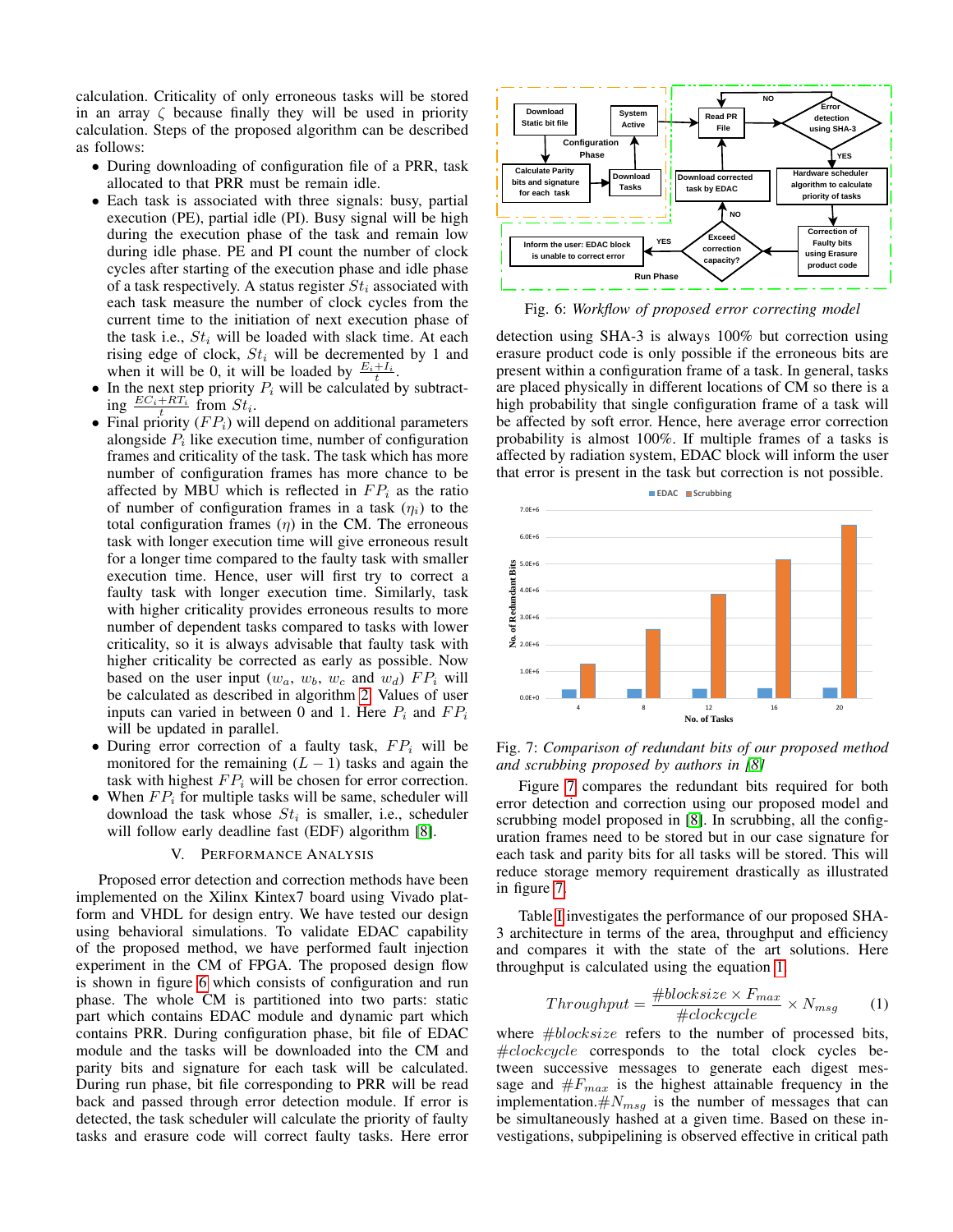calculation. Criticality of only erroneous tasks will be stored in an array $\zeta$ because finally they will be used in priority calculation. Steps of the proposed algorithm can be described as follows:

- During downloading of configuration file of a PRR, task allocated to that PRR must be remain idle.
- Each task is associated with three signals: busy, partial execution (PE), partial idle (PI). Busy signal will be high during the execution phase of the task and remain low during idle phase. PE and PI count the number of clock cycles after starting of the execution phase and idle phase of a task respectively. A status register $St_i$ associated with each task measure the number of clock cycles from the current time to the initiation of next execution phase of the task i.e., $St_i$ will be loaded with slack time. At each rising edge of clock, $St_i$ will be decremented by 1 and when it will be 0, it will be loaded by $\frac{E_i+I_i}{t}$.
- In the next step priority $P_i$ will be calculated by subtracting $\frac{EC_i+RT_i}{t}$ from $St_i$.
- Final priority ($FP_i$) will depend on additional parameters alongside $P_i$ like execution time, number of configuration frames and criticality of the task. The task which has more number of configuration frames has more chance to be affected by MBU which is reflected in $FP_i$ as the ratio of number of configuration frames in a task ($\eta_i$) to the total configuration frames ($\eta$) in the CM. The erroneous task with longer execution time will give erroneous result for a longer time compared to the faulty task with smaller execution time. Hence, user will first try to correct a faulty task with longer execution time. Similarly, task with higher criticality provides erroneous results to more number of dependent tasks compared to tasks with lower criticality, so it is always advisable that faulty task with higher criticality be corrected as early as possible. Now based on the user input ($w_a$, $w_b$, $w_c$ and $w_d$) $FP_i$ will be calculated as described in algorithm 2. Values of user inputs can varied in between 0 and 1. Here $P_i$ and $FP_i$ will be updated in parallel.
- During error correction of a faulty task, $FP_i$ will be monitored for the remaining $(L-1)$ tasks and the task with highest $FP_i$ will be chosen for error correction.
- When $FP_i$ for multiple tasks will be same, scheduler will download the task whose $St_i$ is smaller, i.e., scheduler will follow early deadline fast (EDF) algorithm [8].

## V. Performance Analysis

Proposed error detection and correction methods have been implemented on the Xilinx Kintex7 board using Vivado platform and VHDL for design entry. We have tested our design using behavioral simulations. To validate EDAC capability of the proposed method, we have performed fault injection experiment in the CM of FPGA. The proposed design flow is shown in figure 6 which consists of configuration and run phase. The whole CM is partitioned into two parts: static part which contains EDAC module and dynamic part which contains PRR. During configuration phase, bit file of EDAC module and the tasks will be downloaded into the CM and parity bits and signature for each task will be calculated. During run phase, bit file corresponding to PRR will be read back and passed through error detection module. If error is detected, the task scheduler will calculate the priority of faulty tasks and erasure code will correct faulty tasks. Here error

Fig. 6: *Workflow of proposed error correcting model*

detection using SHA-3 is always 100% but correction using erasure product code is only possible if the erroneous bits are present within a configuration frame of a task. In general, tasks are placed physically in different locations of CM so there is a high probability that single configuration frame of a task will be affected by soft error. Hence, here average error correction probability is almost 100%. If multiple frames of a tasks is affected by radiation system, EDAC block will inform the user that error is present in the task but correction is not possible.

Fig. 7: *Comparison of redundant bits of our proposed method and scrubbing proposed by authors in [8]*

Figure 7 compares the redundant bits required for both error detection and correction using our proposed model and scrubbing model proposed in [8]. In scrubbing, all the configuration frames need to be stored but in our case signature for each task and parity bits for all tasks will be stored. This will reduce storage memory requirement drastically as illustrated in figure 7.

Table I investigates the performance of our proposed SHA-3 architecture in terms of the area, throughput and efficiency and compares it with the state of the art solutions. Here throughput is calculated using the equation 1.

$$Throughput = \frac{\#blocksize \times F_{max}}{\#clockcycle} \times N_{msg} \quad (1)$$

where $\#blocksize$ refers to the number of processed bits, $\#clockcycle$ corresponds to the total clock cycles between successive messages to generate each digest message and $\#F_{max}$ is the highest attainable frequency in the implementation. $\#N_{msg}$ is the number of messages that can be simultaneously hashed at a given time. Based on these investigations, subpipelining is observed effective in critical path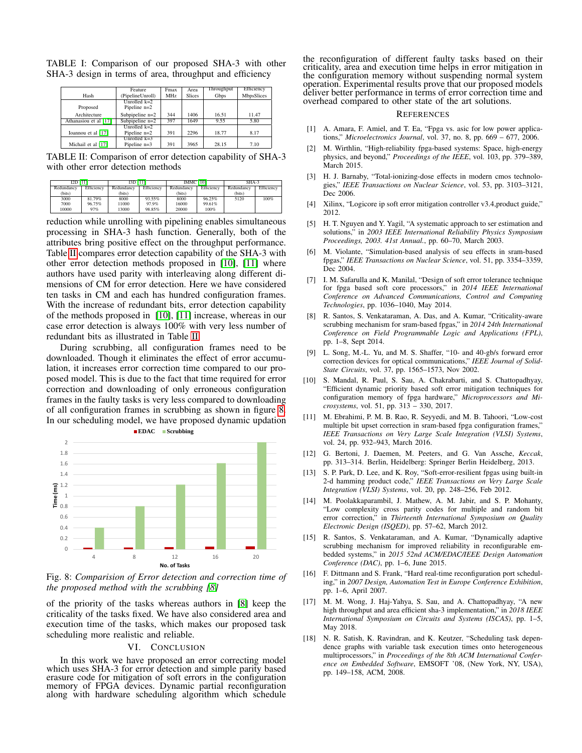TABLE I: Comparison of our proposed SHA-3 with other SHA-3 design in terms of area, throughput and efficiency

| Hash | Feature (PipelineUnroll) | Fmax MHz | Area Slices | Throughput Gbps | Efficiency MbpsSlices |
|---|---|---|---|---|---|
| Proposed Architecture | Unrolled k=2 Pipeline n=2 Subpipeline n=2 | 344 | 1406 | 16.51 | 11.47 |
| Athanasiou et al [17] | Subpipeline n=2 | 397 | 1649 | 9.55 | 5.80 |
| Ioannou et al [17] | Unrolled k=2 Pipeline n=2 | 391 | 2296 | 18.77 | 8.17 |
| Michail et al [17] | Unrolled k=3 Pipeline n=3 | 391 | 3965 | 28.15 | 7.10 |

TABLE II: Comparison of error detection capability of SHA-3 with other error detection methods

| I2D [11] | | I3D [11] | | IMMC [10] | | SHA-3 | |
|---|---|---|---|---|---|---|---|
| Redundancy (bits) | Efficiency | Redundancy (bits) | Efficiency | Redundancy (bits) | Efficiency | Redundancy (bits) | Efficiency |
| 3000 | 81.79% | 8000 | 93.55% | 8000 | 96.25% | 5120 | 100% |
| 7000 | 96.75% | 11000 | 97.9% | 16000 | 99.61% | | |
| 10000 | 97% | 13000 | 98.85% | 20000 | 100% | | |

reduction while unrolling with pipelining enables simultaneous processing in SHA-3 hash function. Generally, both of the attributes bring positive effect on the throughput performance. Table II compares error detection capability of the SHA-3 with other error detection methods proposed in [10], [11] where authors have used parity with interleaving along different dimensions of CM for error detection. Here we have considered ten tasks in CM and each has hundred configuration frames. With the increase of redundant bits, error detection capability of the methods proposed in [10], [11] increase, whereas in our case error detection is always 100% with very less number of redundant bits as illustrated in Table II.

During scrubbing, all configuration frames need to be downloaded. Though it eliminates the effect of error accumulation, it increases error correction time compared to our proposed model. This is due to the fact that time required for error correction and downloading of only erroneous configuration frames in the faulty tasks is very less compared to downloading of all configuration frames in scrubbing as shown in figure 8. In our scheduling model, we have proposed dynamic updation

EDAC
Scrubbing
Time (ms)
2
1.8
1.6
1.4
1.2
1
0.8
0.6
0.4
0.2
0
4
8
12
16
20
No. of Tasks

Fig. 8: *Comparision of Error detection and correction time of the proposed method with the scrubbing [8]*

of the priority of the tasks whereas authors in [8] keep the criticality of the tasks fixed. We have also considered area and execution time of the tasks, which makes our proposed task scheduling more realistic and reliable.

## VI. Conclusion

In this work we have proposed an error correcting model which uses SHA-3 for error detection and simple parity based erasure code for mitigation of soft errors in the configuration memory of FPGA devices. Dynamic partial reconfiguration along with hardware scheduling algorithm which schedule the reconfiguration of different faulty tasks based on their criticality, area and execution time helps in error mitigation in the configuration memory without suspending normal system operation. Experimental results prove that our proposed models deliver better performance in terms of error correction time and overhead compared to other state of the art solutions.

## References

[1] A. Amara, F. Amiel, and T. Ea, "Fpga vs. asic for low power applications," *Microelectronics Journal*, vol. 37, no. 8, pp. 669 – 677, 2006.

[2] M. Wirthlin, "High-reliability fpga-based systems: Space, high-energy physics, and beyond," *Proceedings of the IEEE*, vol. 103, pp. 379–389, March 2015.

[3] H. J. Barnaby, "Total-ionizing-dose effects in modern cmos technologies," *IEEE Transactions on Nuclear Science*, vol. 53, pp. 3103–3121, Dec 2006.

[4] Xilinx, "Logicore ip soft error mitigation controller v3.4,product guide," 2012.

[5] H. T. Nguyen and Y. Yagil, "A systematic approach to ser estimation and solutions," in *2003 IEEE International Reliability Physics Symposium Proceedings, 2003. 41st Annual.*, pp. 60–70, March 2003.

[6] M. Violante, "Simulation-based analysis of seu effects in sram-based fpgas," *IEEE Transactions on Nuclear Science*, vol. 51, pp. 3354–3359, Dec 2004.

[7] I. M. Safarulla and K. Manilal, "Design of soft error tolerance technique for fpga based soft core processors," in *2014 IEEE International Conference on Advanced Communications, Control and Computing Technologies*, pp. 1036–1040, May 2014.

[8] R. Santos, S. Venkataraman, A. Das, and A. Kumar, "Criticality-aware scrubbing mechanism for sram-based fpgas," in *2014 24th International Conference on Field Programmable Logic and Applications (FPL)*, pp. 1–8, Sept 2014.

[9] L. Song, M.-L. Yu, and M. S. Shaffer, "10- and 40-gb/s forward error correction devices for optical communications," *IEEE Journal of Solid-State Circuits*, vol. 37, pp. 1565–1573, Nov 2002.

[10] S. Mandal, R. Paul, S. Sau, A. Chakrabarti, and S. Chattopadhyay, "Efficient dynamic priority based soft error mitigation techniques for configuration memory of fpga hardware," *Microprocessors and Microsystems*, vol. 51, pp. 313 – 330, 2017.

[11] M. Ebrahimi, P. M. B. Rao, R. Seyyedi, and M. B. Tahoori, "Low-cost multiple bit upset correction in sram-based fpga configuration frames," *IEEE Transactions on Very Large Scale Integration (VLSI) Systems*, vol. 24, pp. 932–943, March 2016.

[12] G. Bertoni, J. Daemen, M. Peeters, and G. Van Assche, *Keccak*, pp. 313–314. Berlin, Heidelberg: Springer Berlin Heidelberg, 2013.

[13] S. P. Park, D. Lee, and K. Roy, "Soft-error-resilient fpgas using built-in 2-d hamming product code," *IEEE Transactions on Very Large Scale Integration (VLSI) Systems*, vol. 20, pp. 248–256, Feb 2012.

[14] M. Poolakkaparambil, J. Mathew, A. M. Jabir, and S. P. Mohanty, "Low complexity cross parity codes for multiple and random bit error correction," in *Thirteenth International Symposium on Quality Electronic Design (ISQED)*, pp. 57–62, March 2012.

[15] R. Santos, S. Venkataraman, and A. Kumar, "Dynamically adaptive scrubbing mechanism for improved reliability in reconfigurable embedded systems," in *2015 52nd ACM/EDAC/IEEE Design Automation Conference (DAC)*, pp. 1–6, June 2015.

[16] F. Dittmann and S. Frank, "Hard real-time reconfiguration port scheduling," in *2007 Design, Automation Test in Europe Conference Exhibition*, pp. 1–6, April 2007.

[17] M. M. Wong, J. Haj-Yahya, S. Sau, and A. Chattopadhyay, "A new high throughput and area efficient sha-3 implementation," in *2018 IEEE International Symposium on Circuits and Systems (ISCAS)*, pp. 1–5, May 2018.

[18] N. R. Satish, K. Ravindran, and K. Keutzer, "Scheduling task dependence graphs with variable task execution times onto heterogeneous multiprocessors," in *Proceedings of the 8th ACM International Conference on Embedded Software*, EMSOFT '08, (New York, NY, USA), pp. 149–158, ACM, 2008.